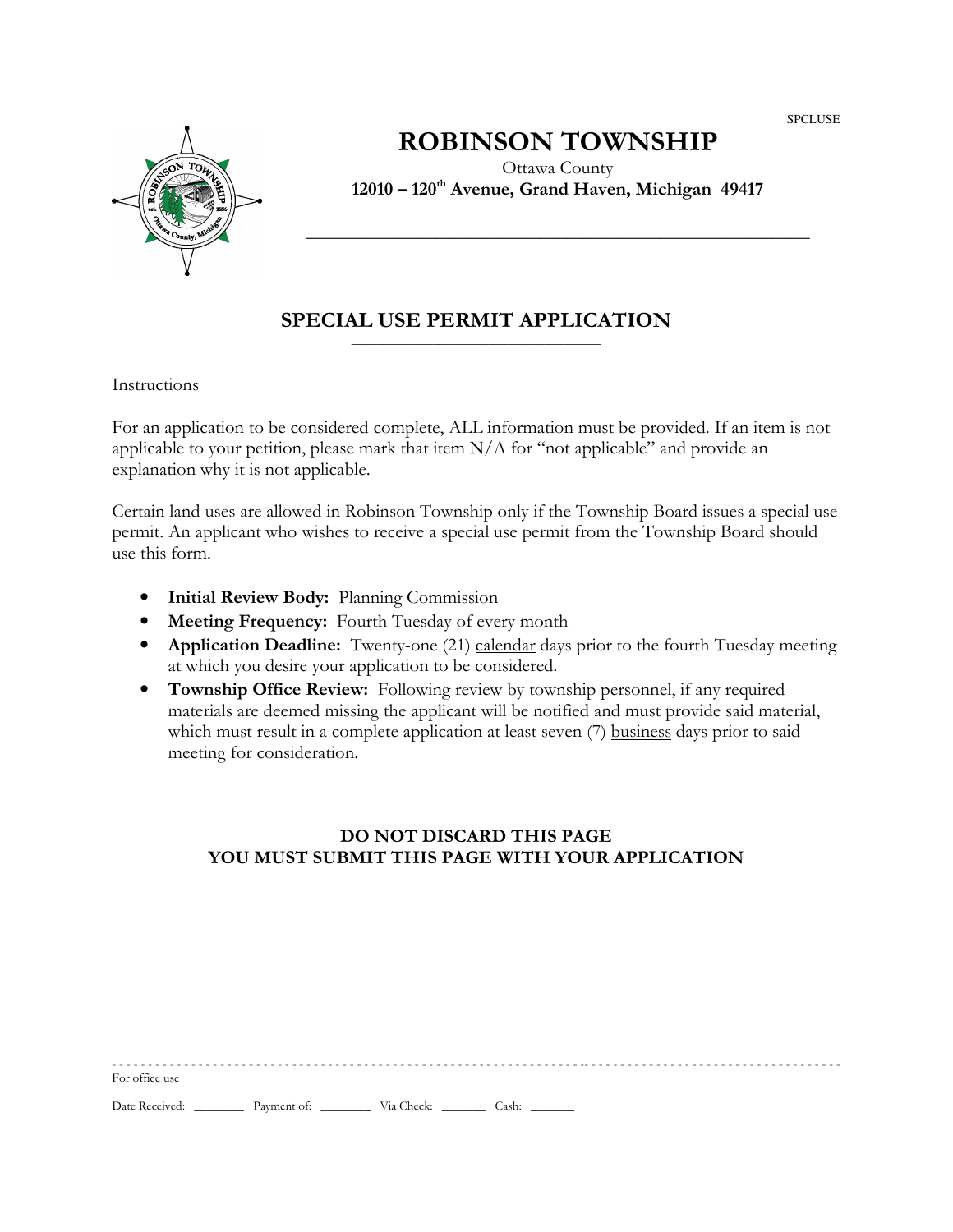SPCLUSE

# ROBINSON TOWNSHIP

Ottawa County

**12010 – 120th Avenue, Grand Haven, Michigan 49417**

## SPECIAL USE PERMIT APPLICATION

Instructions

For an application to be considered complete, ALL information must be provided. If an item is not applicable to your petition, please mark that item N/A for "not applicable" and provide an explanation why it is not applicable.

Certain land uses are allowed in Robinson Township only if the Township Board issues a special use permit. An applicant who wishes to receive a special use permit from the Township Board should use this form.

- **Initial Review Body:** Planning Commission
- **Meeting Frequency:** Fourth Tuesday of every month
- **Application Deadline:** Twenty-one (21) calendar days prior to the fourth Tuesday meeting at which you desire your application to be considered.
- **Township Office Review:** Following review by township personnel, if any required materials are deemed missing the applicant will be notified and must provide said material, which must result in a complete application at least seven (7) business days prior to said meeting for consideration.

**DO NOT DISCARD THIS PAGE**
**YOU MUST SUBMIT THIS PAGE WITH YOUR APPLICATION**

For office use

Date Received: ________ Payment of: ________ Via Check: _______ Cash: _______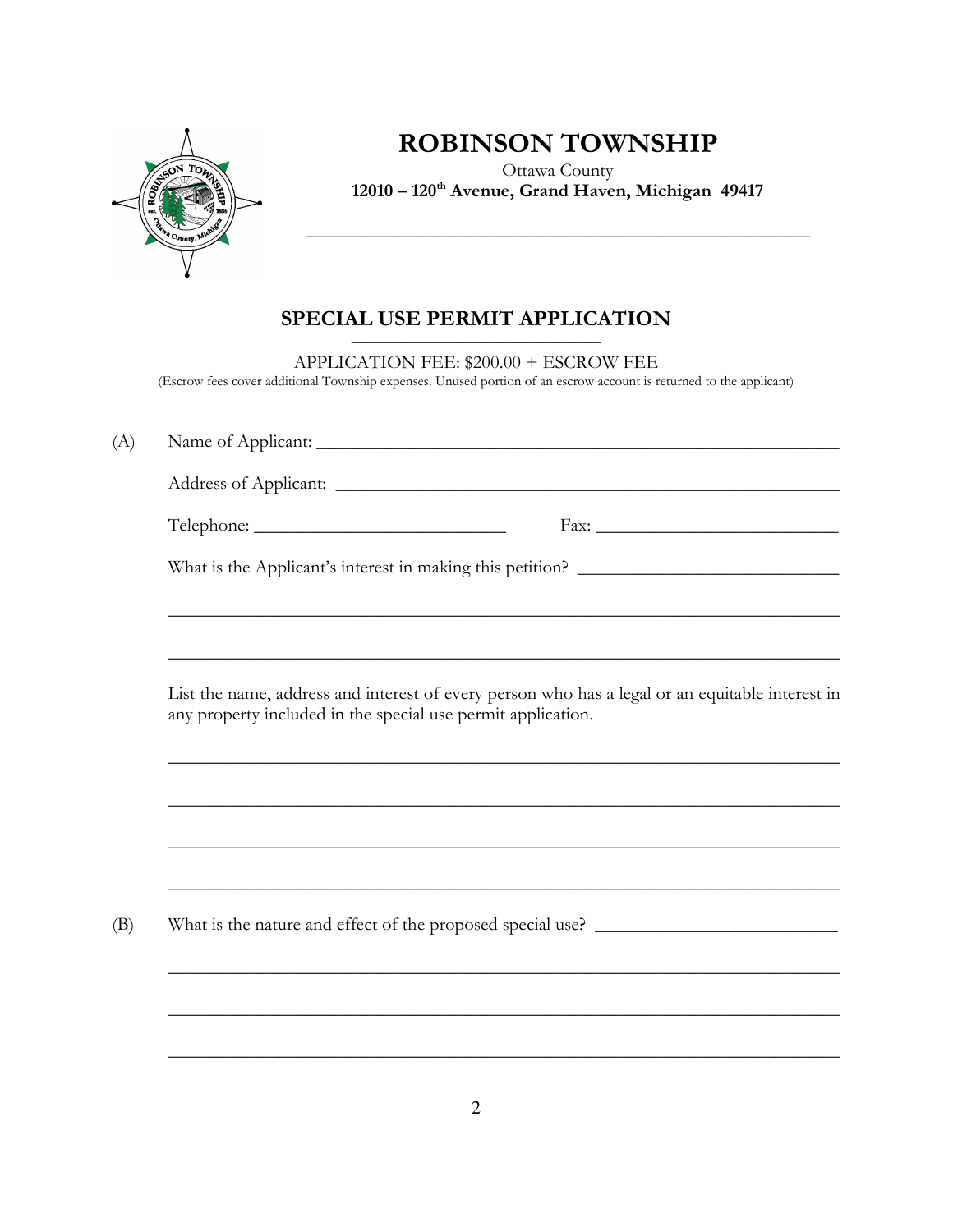# ROBINSON TOWNSHIP

Ottawa County

**12010 – 120th Avenue, Grand Haven, Michigan 49417**

## SPECIAL USE PERMIT APPLICATION

APPLICATION FEE: $200.00 + ESCROW FEE

(Escrow fees cover additional Township expenses. Unused portion of an escrow account is returned to the applicant)

(A) Name of Applicant: ____________________________________________

Address of Applicant: ____________________________________________

Telephone: ______________________ Fax: ______________________

What is the Applicant's interest in making this petition? ______________________

____________________________________________________________

____________________________________________________________

List the name, address and interest of every person who has a legal or an equitable interest in any property included in the special use permit application.

____________________________________________________________

____________________________________________________________

____________________________________________________________

____________________________________________________________

(B) What is the nature and effect of the proposed special use? ______________________

____________________________________________________________

____________________________________________________________

____________________________________________________________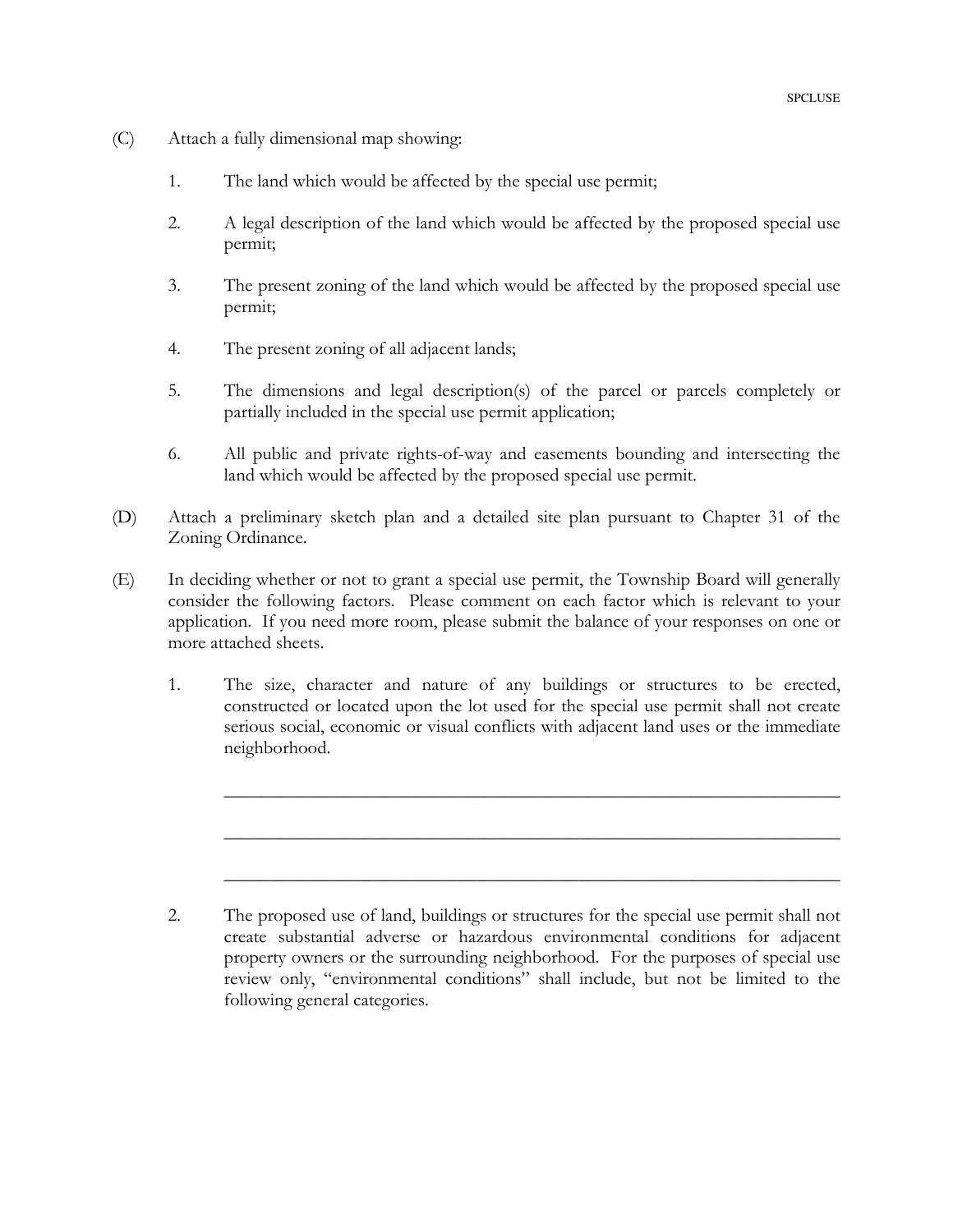(C) Attach a fully dimensional map showing:

1. The land which would be affected by the special use permit;

2. A legal description of the land which would be affected by the proposed special use permit;

3. The present zoning of the land which would be affected by the proposed special use permit;

4. The present zoning of all adjacent lands;

5. The dimensions and legal description(s) of the parcel or parcels completely or partially included in the special use permit application;

6. All public and private rights-of-way and easements bounding and intersecting the land which would be affected by the proposed special use permit.

(D) Attach a preliminary sketch plan and a detailed site plan pursuant to Chapter 31 of the Zoning Ordinance.

(E) In deciding whether or not to grant a special use permit, the Township Board will generally consider the following factors. Please comment on each factor which is relevant to your application. If you need more room, please submit the balance of your responses on one or more attached sheets.

1. The size, character and nature of any buildings or structures to be erected, constructed or located upon the lot used for the special use permit shall not create serious social, economic or visual conflicts with adjacent land uses or the immediate neighborhood.

   ______________________________________________________________________

   ______________________________________________________________________

   ______________________________________________________________________

2. The proposed use of land, buildings or structures for the special use permit shall not create substantial adverse or hazardous environmental conditions for adjacent property owners or the surrounding neighborhood. For the purposes of special use review only, "environmental conditions" shall include, but not be limited to the following general categories.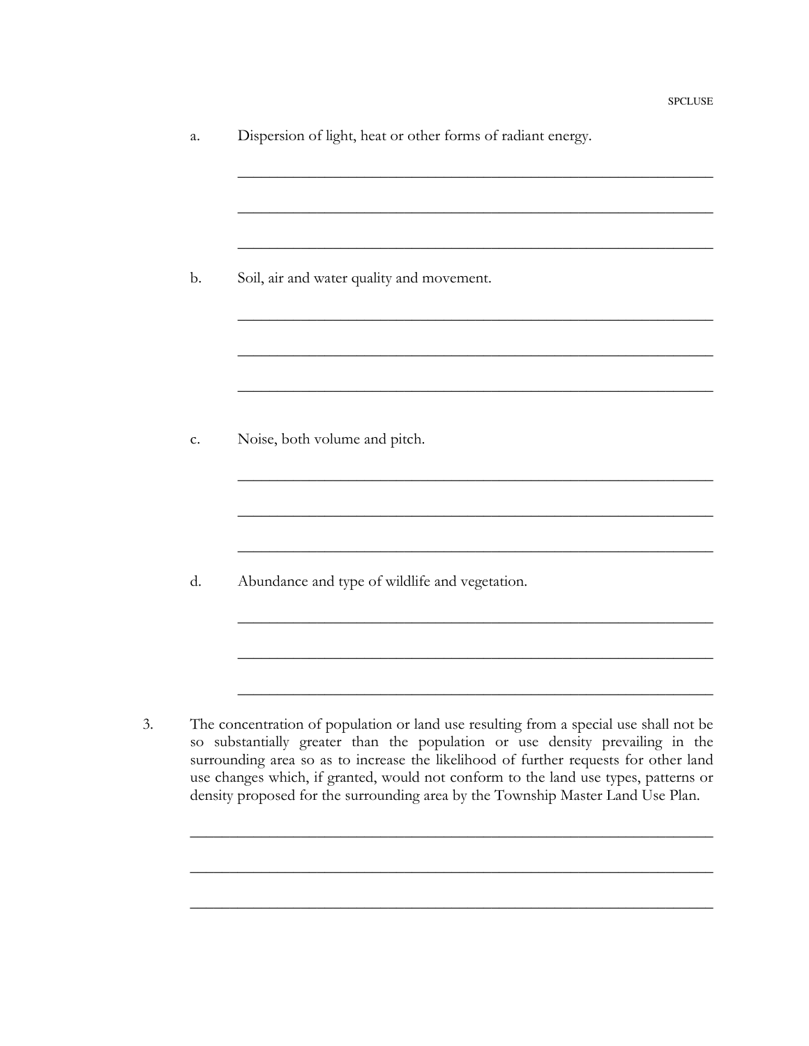a. Dispersion of light, heat or other forms of radiant energy.

_______________________________________________________________

_______________________________________________________________

_______________________________________________________________

b. Soil, air and water quality and movement.

_______________________________________________________________

_______________________________________________________________

_______________________________________________________________

c. Noise, both volume and pitch.

_______________________________________________________________

_______________________________________________________________

_______________________________________________________________

d. Abundance and type of wildlife and vegetation.

_______________________________________________________________

_______________________________________________________________

_______________________________________________________________

3. The concentration of population or land use resulting from a special use shall not be so substantially greater than the population or use density prevailing in the surrounding area so as to increase the likelihood of further requests for other land use changes which, if granted, would not conform to the land use types, patterns or density proposed for the surrounding area by the Township Master Land Use Plan.

_______________________________________________________________

_______________________________________________________________

_______________________________________________________________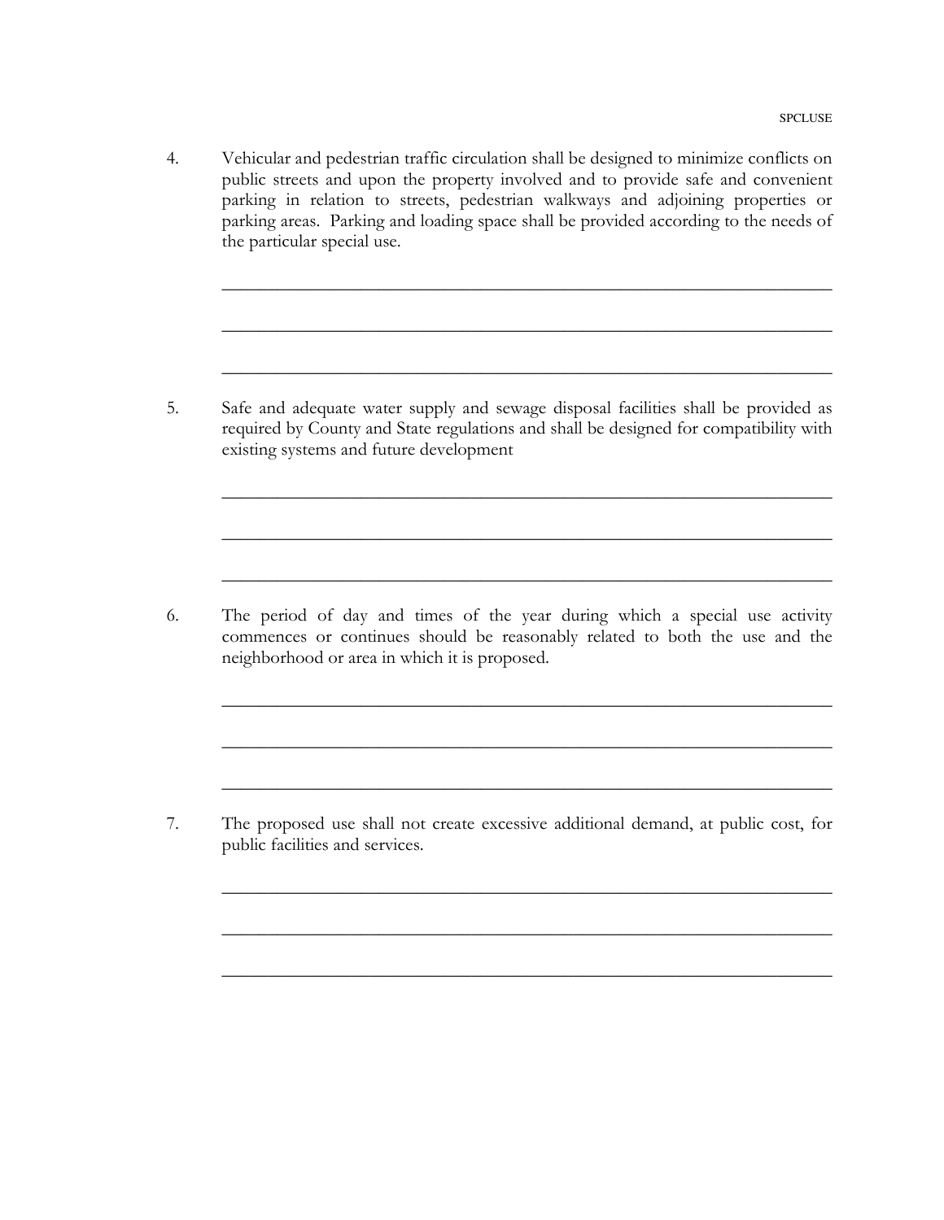4. Vehicular and pedestrian traffic circulation shall be designed to minimize conflicts on public streets and upon the property involved and to provide safe and convenient parking in relation to streets, pedestrian walkways and adjoining properties or parking areas. Parking and loading space shall be provided according to the needs of the particular special use.

   ______________________________________________________________________

   ______________________________________________________________________

   ______________________________________________________________________

5. Safe and adequate water supply and sewage disposal facilities shall be provided as required by County and State regulations and shall be designed for compatibility with existing systems and future development

   ______________________________________________________________________

   ______________________________________________________________________

   ______________________________________________________________________

6. The period of day and times of the year during which a special use activity commences or continues should be reasonably related to both the use and the neighborhood or area in which it is proposed.

   ______________________________________________________________________

   ______________________________________________________________________

   ______________________________________________________________________

7. The proposed use shall not create excessive additional demand, at public cost, for public facilities and services.

   ______________________________________________________________________

   ______________________________________________________________________

   ______________________________________________________________________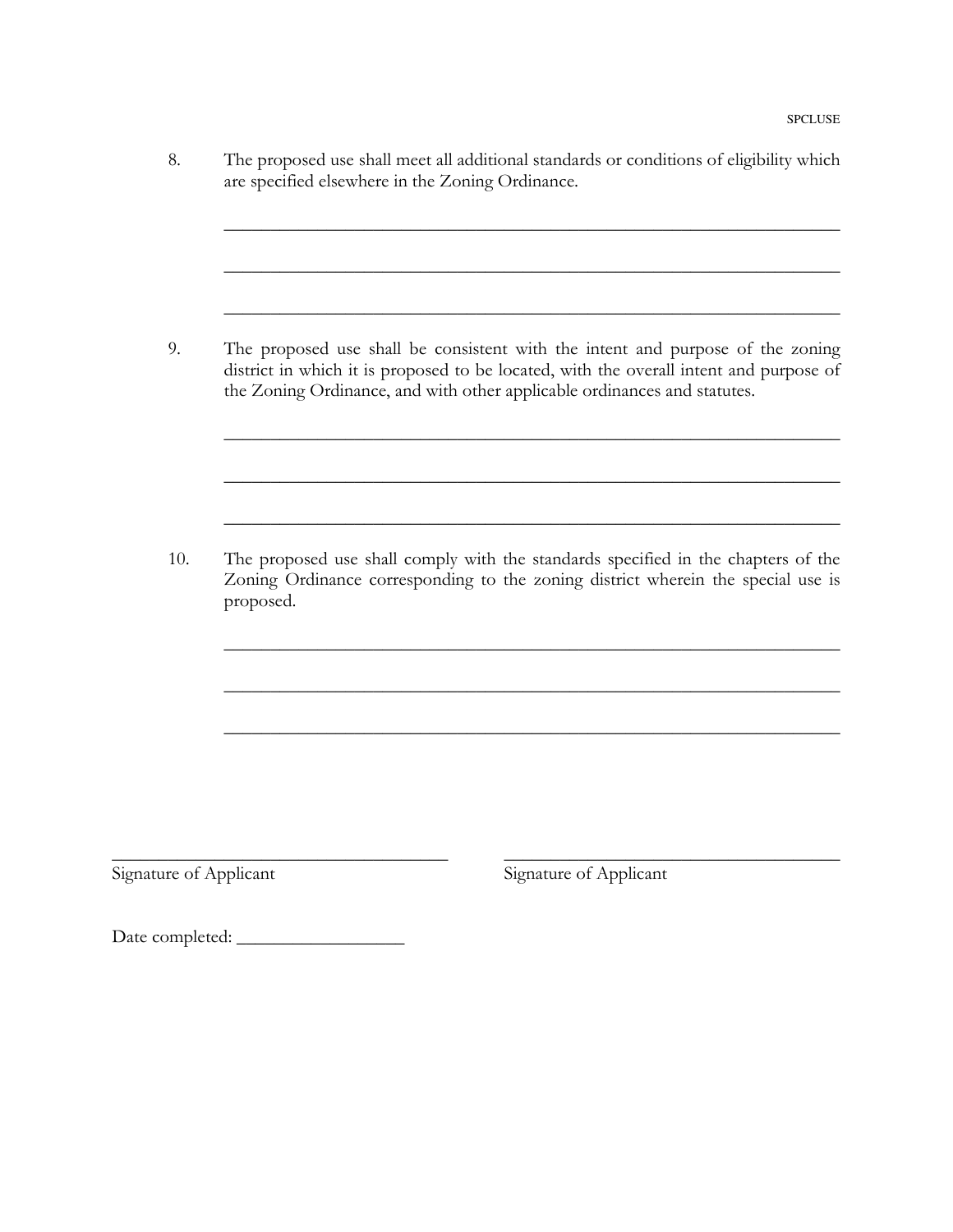8. The proposed use shall meet all additional standards or conditions of eligibility which are specified elsewhere in the Zoning Ordinance.

______________________________________________________________________

______________________________________________________________________

______________________________________________________________________

9. The proposed use shall be consistent with the intent and purpose of the zoning district in which it is proposed to be located, with the overall intent and purpose of the Zoning Ordinance, and with other applicable ordinances and statutes.

______________________________________________________________________

______________________________________________________________________

______________________________________________________________________

10. The proposed use shall comply with the standards specified in the chapters of the Zoning Ordinance corresponding to the zoning district wherein the special use is proposed.

______________________________________________________________________

______________________________________________________________________

______________________________________________________________________

_____________________________________ _____________________________________
Signature of Applicant Signature of Applicant

Date completed: __________________